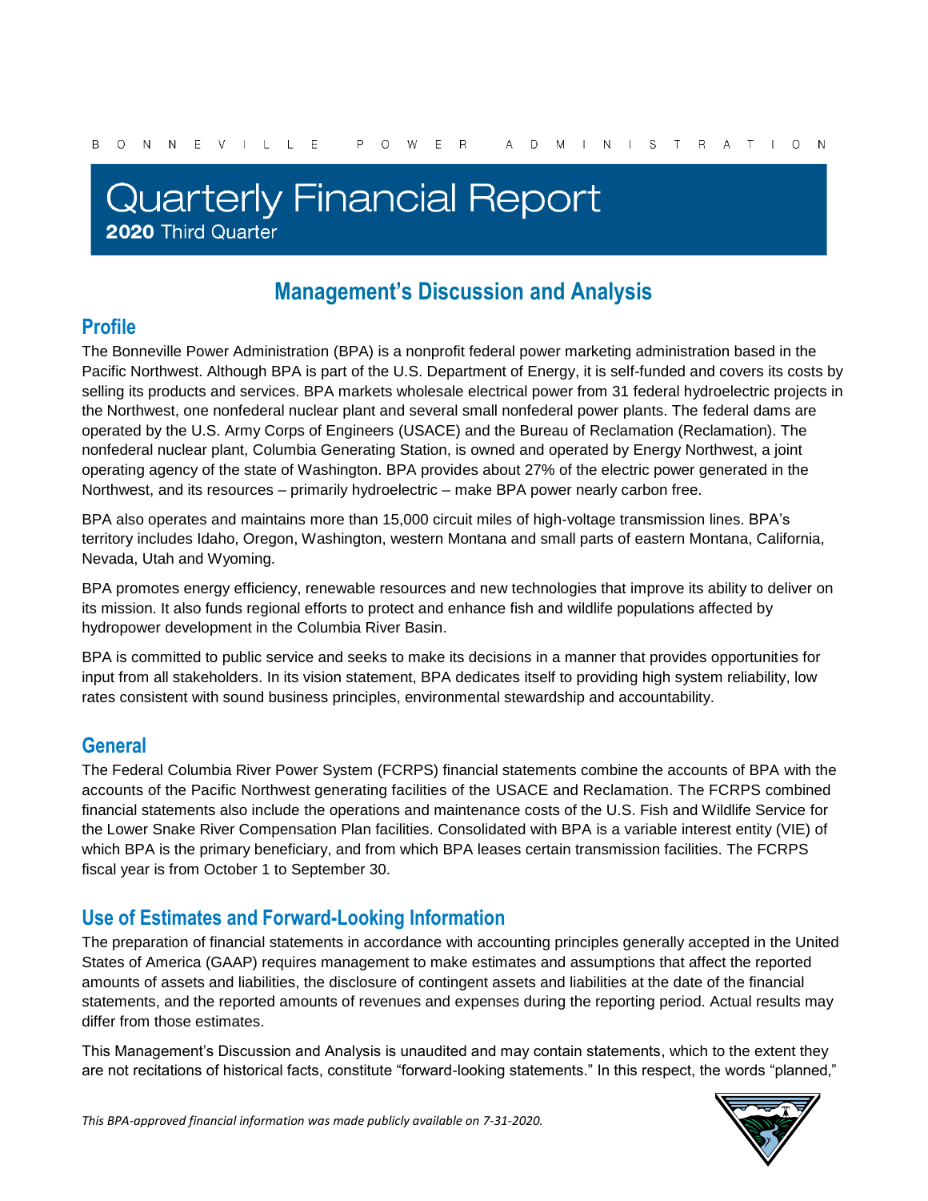BONNEVILLE POWER ADMINISTRATION

# Quarterly Financial Report

**2020** Third Quarter

## Management's Discussion and Analysis

### Profile

The Bonneville Power Administration (BPA) is a nonprofit federal power marketing administration based in the Pacific Northwest. Although BPA is part of the U.S. Department of Energy, it is self-funded and covers its costs by selling its products and services. BPA markets wholesale electrical power from 31 federal hydroelectric projects in the Northwest, one nonfederal nuclear plant and several small nonfederal power plants. The federal dams are operated by the U.S. Army Corps of Engineers (USACE) and the Bureau of Reclamation (Reclamation). The nonfederal nuclear plant, Columbia Generating Station, is owned and operated by Energy Northwest, a joint operating agency of the state of Washington. BPA provides about 27% of the electric power generated in the Northwest, and its resources – primarily hydroelectric – make BPA power nearly carbon free.

BPA also operates and maintains more than 15,000 circuit miles of high-voltage transmission lines. BPA's territory includes Idaho, Oregon, Washington, western Montana and small parts of eastern Montana, California, Nevada, Utah and Wyoming.

BPA promotes energy efficiency, renewable resources and new technologies that improve its ability to deliver on its mission. It also funds regional efforts to protect and enhance fish and wildlife populations affected by hydropower development in the Columbia River Basin.

BPA is committed to public service and seeks to make its decisions in a manner that provides opportunities for input from all stakeholders. In its vision statement, BPA dedicates itself to providing high system reliability, low rates consistent with sound business principles, environmental stewardship and accountability.

### General

The Federal Columbia River Power System (FCRPS) financial statements combine the accounts of BPA with the accounts of the Pacific Northwest generating facilities of the USACE and Reclamation. The FCRPS combined financial statements also include the operations and maintenance costs of the U.S. Fish and Wildlife Service for the Lower Snake River Compensation Plan facilities. Consolidated with BPA is a variable interest entity (VIE) of which BPA is the primary beneficiary, and from which BPA leases certain transmission facilities. The FCRPS fiscal year is from October 1 to September 30.

### Use of Estimates and Forward-Looking Information

The preparation of financial statements in accordance with accounting principles generally accepted in the United States of America (GAAP) requires management to make estimates and assumptions that affect the reported amounts of assets and liabilities, the disclosure of contingent assets and liabilities at the date of the financial statements, and the reported amounts of revenues and expenses during the reporting period. Actual results may differ from those estimates.

This Management's Discussion and Analysis is unaudited and may contain statements, which to the extent they are not recitations of historical facts, constitute "forward-looking statements." In this respect, the words "planned,"

*This BPA-approved financial information was made publicly available on 7-31-2020.*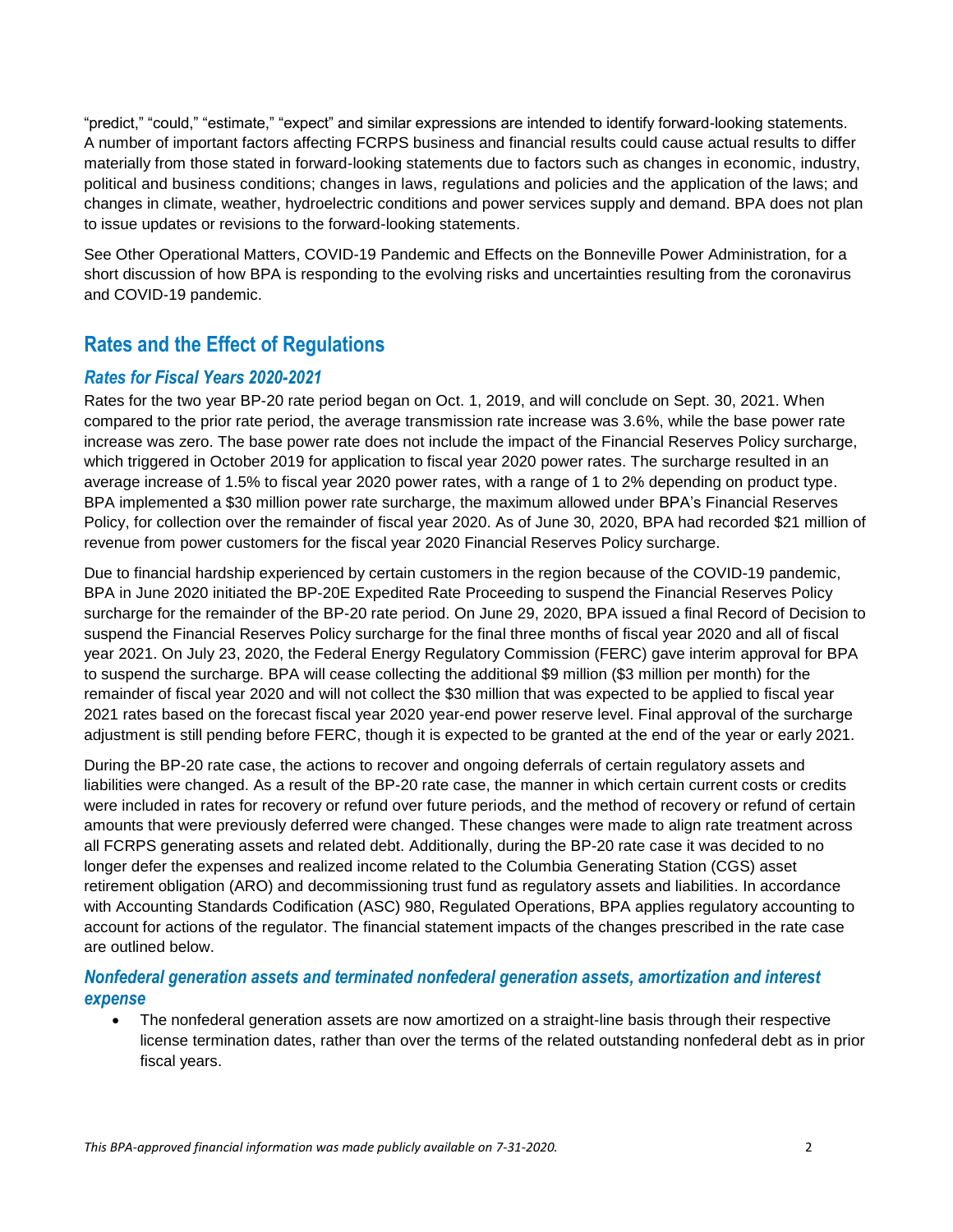"predict," "could," "estimate," "expect" and similar expressions are intended to identify forward-looking statements. A number of important factors affecting FCRPS business and financial results could cause actual results to differ materially from those stated in forward-looking statements due to factors such as changes in economic, industry, political and business conditions; changes in laws, regulations and policies and the application of the laws; and changes in climate, weather, hydroelectric conditions and power services supply and demand. BPA does not plan to issue updates or revisions to the forward-looking statements.

See Other Operational Matters, COVID-19 Pandemic and Effects on the Bonneville Power Administration, for a short discussion of how BPA is responding to the evolving risks and uncertainties resulting from the coronavirus and COVID-19 pandemic.

## Rates and the Effect of Regulations

### *Rates for Fiscal Years 2020-2021*

Rates for the two year BP-20 rate period began on Oct. 1, 2019, and will conclude on Sept. 30, 2021. When compared to the prior rate period, the average transmission rate increase was 3.6%, while the base power rate increase was zero. The base power rate does not include the impact of the Financial Reserves Policy surcharge, which triggered in October 2019 for application to fiscal year 2020 power rates. The surcharge resulted in an average increase of 1.5% to fiscal year 2020 power rates, with a range of 1 to 2% depending on product type. BPA implemented a $30 million power rate surcharge, the maximum allowed under BPA's Financial Reserves Policy, for collection over the remainder of fiscal year 2020. As of June 30, 2020, BPA had recorded $21 million of revenue from power customers for the fiscal year 2020 Financial Reserves Policy surcharge.

Due to financial hardship experienced by certain customers in the region because of the COVID-19 pandemic, BPA in June 2020 initiated the BP-20E Expedited Rate Proceeding to suspend the Financial Reserves Policy surcharge for the remainder of the BP-20 rate period. On June 29, 2020, BPA issued a final Record of Decision to suspend the Financial Reserves Policy surcharge for the final three months of fiscal year 2020 and all of fiscal year 2021. On July 23, 2020, the Federal Energy Regulatory Commission (FERC) gave interim approval for BPA to suspend the surcharge. BPA will cease collecting the additional $9 million ($3 million per month) for the remainder of fiscal year 2020 and will not collect the $30 million that was expected to be applied to fiscal year 2021 rates based on the forecast fiscal year 2020 year-end power reserve level. Final approval of the surcharge adjustment is still pending before FERC, though it is expected to be granted at the end of the year or early 2021.

During the BP-20 rate case, the actions to recover and ongoing deferrals of certain regulatory assets and liabilities were changed. As a result of the BP-20 rate case, the manner in which certain current costs or credits were included in rates for recovery or refund over future periods, and the method of recovery or refund of certain amounts that were previously deferred were changed. These changes were made to align rate treatment across all FCRPS generating assets and related debt. Additionally, during the BP-20 rate case it was decided to no longer defer the expenses and realized income related to the Columbia Generating Station (CGS) asset retirement obligation (ARO) and decommissioning trust fund as regulatory assets and liabilities. In accordance with Accounting Standards Codification (ASC) 980, Regulated Operations, BPA applies regulatory accounting to account for actions of the regulator. The financial statement impacts of the changes prescribed in the rate case are outlined below.

### *Nonfederal generation assets and terminated nonfederal generation assets, amortization and interest expense*

- The nonfederal generation assets are now amortized on a straight-line basis through their respective license termination dates, rather than over the terms of the related outstanding nonfederal debt as in prior fiscal years.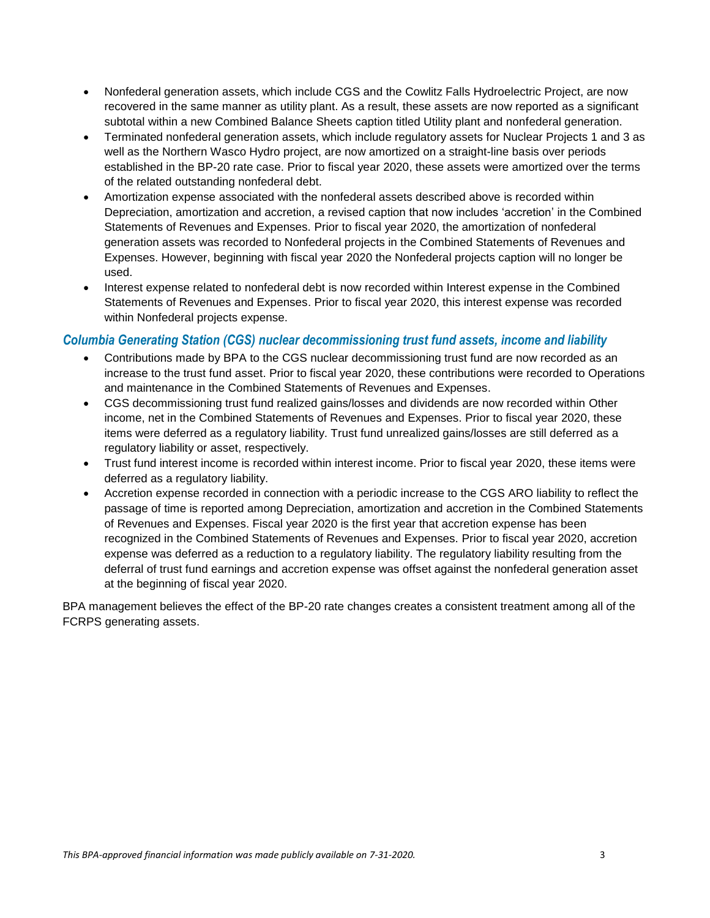- Nonfederal generation assets, which include CGS and the Cowlitz Falls Hydroelectric Project, are now recovered in the same manner as utility plant. As a result, these assets are now reported as a significant subtotal within a new Combined Balance Sheets caption titled Utility plant and nonfederal generation.
- Terminated nonfederal generation assets, which include regulatory assets for Nuclear Projects 1 and 3 as well as the Northern Wasco Hydro project, are now amortized on a straight-line basis over periods established in the BP-20 rate case. Prior to fiscal year 2020, these assets were amortized over the terms of the related outstanding nonfederal debt.
- Amortization expense associated with the nonfederal assets described above is recorded within Depreciation, amortization and accretion, a revised caption that now includes 'accretion' in the Combined Statements of Revenues and Expenses. Prior to fiscal year 2020, the amortization of nonfederal generation assets was recorded to Nonfederal projects in the Combined Statements of Revenues and Expenses. However, beginning with fiscal year 2020 the Nonfederal projects caption will no longer be used.
- Interest expense related to nonfederal debt is now recorded within Interest expense in the Combined Statements of Revenues and Expenses. Prior to fiscal year 2020, this interest expense was recorded within Nonfederal projects expense.

### *Columbia Generating Station (CGS) nuclear decommissioning trust fund assets, income and liability*

- Contributions made by BPA to the CGS nuclear decommissioning trust fund are now recorded as an increase to the trust fund asset. Prior to fiscal year 2020, these contributions were recorded to Operations and maintenance in the Combined Statements of Revenues and Expenses.
- CGS decommissioning trust fund realized gains/losses and dividends are now recorded within Other income, net in the Combined Statements of Revenues and Expenses. Prior to fiscal year 2020, these items were deferred as a regulatory liability. Trust fund unrealized gains/losses are still deferred as a regulatory liability or asset, respectively.
- Trust fund interest income is recorded within interest income. Prior to fiscal year 2020, these items were deferred as a regulatory liability.
- Accretion expense recorded in connection with a periodic increase to the CGS ARO liability to reflect the passage of time is reported among Depreciation, amortization and accretion in the Combined Statements of Revenues and Expenses. Fiscal year 2020 is the first year that accretion expense has been recognized in the Combined Statements of Revenues and Expenses. Prior to fiscal year 2020, accretion expense was deferred as a reduction to a regulatory liability. The regulatory liability resulting from the deferral of trust fund earnings and accretion expense was offset against the nonfederal generation asset at the beginning of fiscal year 2020.

BPA management believes the effect of the BP-20 rate changes creates a consistent treatment among all of the FCRPS generating assets.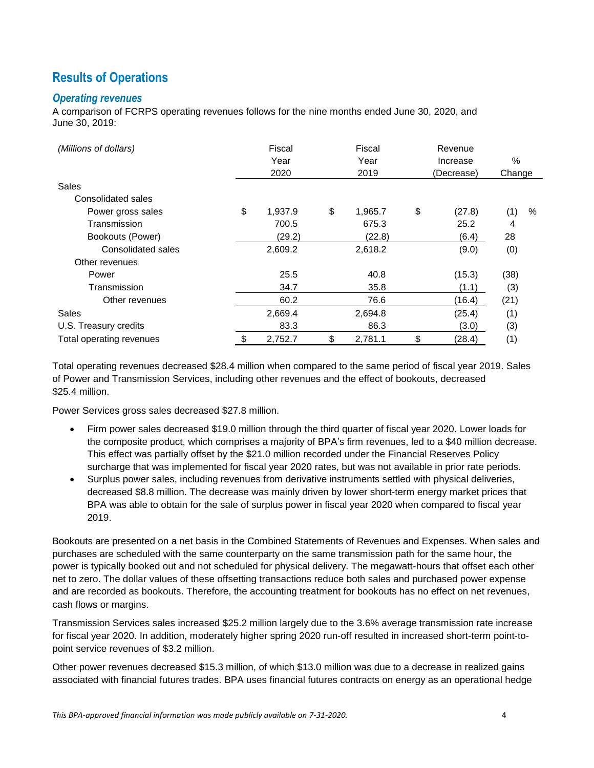## Results of Operations

### *Operating revenues*

A comparison of FCRPS operating revenues follows for the nine months ended June 30, 2020, and June 30, 2019:

| *(Millions of dollars)* | Fiscal Year 2020 | Fiscal Year 2019 | Revenue Increase (Decrease) | % Change |
|---|---|---|---|---|
| Sales | | | | |
| Consolidated sales | | | | |
| Power gross sales | $ 1,937.9 | $ 1,965.7 | $ (27.8) | (1) % |
| Transmission | 700.5 | 675.3 | 25.2 | 4 |
| Bookouts (Power) | (29.2) | (22.8) | (6.4) | 28 |
| Consolidated sales | 2,609.2 | 2,618.2 | (9.0) | (0) |
| Other revenues | | | | |
| Power | 25.5 | 40.8 | (15.3) | (38) |
| Transmission | 34.7 | 35.8 | (1.1) | (3) |
| Other revenues | 60.2 | 76.6 | (16.4) | (21) |
| Sales | 2,669.4 | 2,694.8 | (25.4) | (1) |
| U.S. Treasury credits | 83.3 | 86.3 | (3.0) | (3) |
| Total operating revenues | $ 2,752.7 | $ 2,781.1 | $ (28.4) | (1) |

Total operating revenues decreased $28.4 million when compared to the same period of fiscal year 2019. Sales of Power and Transmission Services, including other revenues and the effect of bookouts, decreased $25.4 million.

Power Services gross sales decreased $27.8 million.

- Firm power sales decreased $19.0 million through the third quarter of fiscal year 2020. Lower loads for the composite product, which comprises a majority of BPA's firm revenues, led to a $40 million decrease. This effect was partially offset by the $21.0 million recorded under the Financial Reserves Policy surcharge that was implemented for fiscal year 2020 rates, but was not available in prior rate periods.
- Surplus power sales, including revenues from derivative instruments settled with physical deliveries, decreased $8.8 million. The decrease was mainly driven by lower short-term energy market prices that BPA was able to obtain for the sale of surplus power in fiscal year 2020 when compared to fiscal year 2019.

Bookouts are presented on a net basis in the Combined Statements of Revenues and Expenses. When sales and purchases are scheduled with the same counterparty on the same transmission path for the same hour, the power is typically booked out and not scheduled for physical delivery. The megawatt-hours that offset each other net to zero. The dollar values of these offsetting transactions reduce both sales and purchased power expense and are recorded as bookouts. Therefore, the accounting treatment for bookouts has no effect on net revenues, cash flows or margins.

Transmission Services sales increased $25.2 million largely due to the 3.6% average transmission rate increase for fiscal year 2020. In addition, moderately higher spring 2020 run-off resulted in increased short-term point-to-point service revenues of $3.2 million.

Other power revenues decreased $15.3 million, of which $13.0 million was due to a decrease in realized gains associated with financial futures trades. BPA uses financial futures contracts on energy as an operational hedge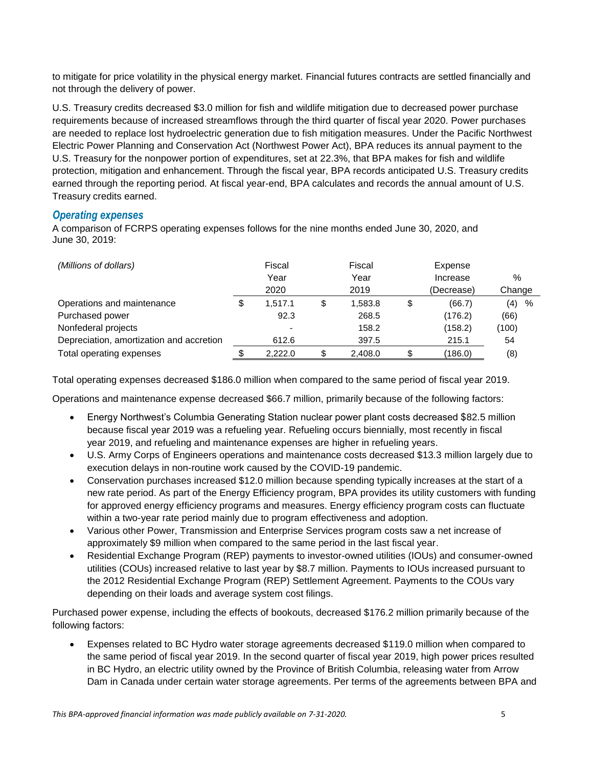to mitigate for price volatility in the physical energy market. Financial futures contracts are settled financially and not through the delivery of power.

U.S. Treasury credits decreased $3.0 million for fish and wildlife mitigation due to decreased power purchase requirements because of increased streamflows through the third quarter of fiscal year 2020. Power purchases are needed to replace lost hydroelectric generation due to fish mitigation measures. Under the Pacific Northwest Electric Power Planning and Conservation Act (Northwest Power Act), BPA reduces its annual payment to the U.S. Treasury for the nonpower portion of expenditures, set at 22.3%, that BPA makes for fish and wildlife protection, mitigation and enhancement. Through the fiscal year, BPA records anticipated U.S. Treasury credits earned through the reporting period. At fiscal year-end, BPA calculates and records the annual amount of U.S. Treasury credits earned.

### *Operating expenses*

A comparison of FCRPS operating expenses follows for the nine months ended June 30, 2020, and June 30, 2019:

| *(Millions of dollars)* | Fiscal Year 2020 | Fiscal Year 2019 | Expense Increase (Decrease) | % Change |
|---|---|---|---|---|
| Operations and maintenance | $ 1,517.1 | $ 1,583.8 | $ (66.7) | (4) % |
| Purchased power | 92.3 | 268.5 | (176.2) | (66) |
| Nonfederal projects | - | 158.2 | (158.2) | (100) |
| Depreciation, amortization and accretion | 612.6 | 397.5 | 215.1 | 54 |
| Total operating expenses | $ 2,222.0 | $ 2,408.0 | $ (186.0) | (8) |

Total operating expenses decreased $186.0 million when compared to the same period of fiscal year 2019.

Operations and maintenance expense decreased $66.7 million, primarily because of the following factors:

- Energy Northwest's Columbia Generating Station nuclear power plant costs decreased $82.5 million because fiscal year 2019 was a refueling year. Refueling occurs biennially, most recently in fiscal year 2019, and refueling and maintenance expenses are higher in refueling years.
- U.S. Army Corps of Engineers operations and maintenance costs decreased $13.3 million largely due to execution delays in non-routine work caused by the COVID-19 pandemic.
- Conservation purchases increased $12.0 million because spending typically increases at the start of a new rate period. As part of the Energy Efficiency program, BPA provides its utility customers with funding for approved energy efficiency programs and measures. Energy efficiency program costs can fluctuate within a two-year rate period mainly due to program effectiveness and adoption.
- Various other Power, Transmission and Enterprise Services program costs saw a net increase of approximately $9 million when compared to the same period in the last fiscal year.
- Residential Exchange Program (REP) payments to investor-owned utilities (IOUs) and consumer-owned utilities (COUs) increased relative to last year by $8.7 million. Payments to IOUs increased pursuant to the 2012 Residential Exchange Program (REP) Settlement Agreement. Payments to the COUs vary depending on their loads and average system cost filings.

Purchased power expense, including the effects of bookouts, decreased $176.2 million primarily because of the following factors:

- Expenses related to BC Hydro water storage agreements decreased $119.0 million when compared to the same period of fiscal year 2019. In the second quarter of fiscal year 2019, high power prices resulted in BC Hydro, an electric utility owned by the Province of British Columbia, releasing water from Arrow Dam in Canada under certain water storage agreements. Per terms of the agreements between BPA and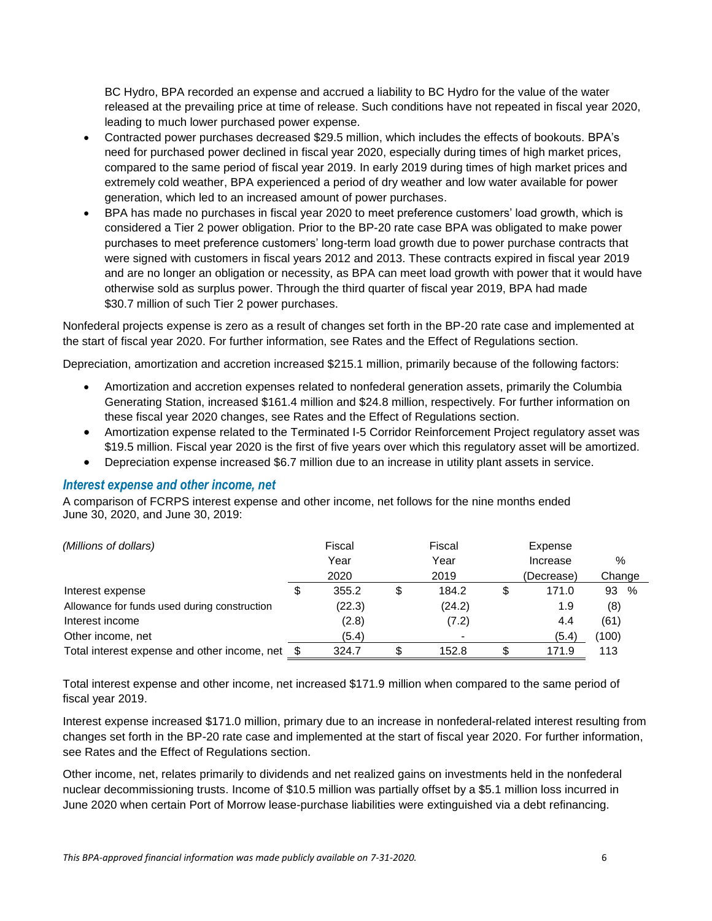BC Hydro, BPA recorded an expense and accrued a liability to BC Hydro for the value of the water released at the prevailing price at time of release. Such conditions have not repeated in fiscal year 2020, leading to much lower purchased power expense.

- Contracted power purchases decreased $29.5 million, which includes the effects of bookouts. BPA's need for purchased power declined in fiscal year 2020, especially during times of high market prices, compared to the same period of fiscal year 2019. In early 2019 during times of high market prices and extremely cold weather, BPA experienced a period of dry weather and low water available for power generation, which led to an increased amount of power purchases.
- BPA has made no purchases in fiscal year 2020 to meet preference customers' load growth, which is considered a Tier 2 power obligation. Prior to the BP-20 rate case BPA was obligated to make power purchases to meet preference customers' long-term load growth due to power purchase contracts that were signed with customers in fiscal years 2012 and 2013. These contracts expired in fiscal year 2019 and are no longer an obligation or necessity, as BPA can meet load growth with power that it would have otherwise sold as surplus power. Through the third quarter of fiscal year 2019, BPA had made $30.7 million of such Tier 2 power purchases.

Nonfederal projects expense is zero as a result of changes set forth in the BP-20 rate case and implemented at the start of fiscal year 2020. For further information, see Rates and the Effect of Regulations section.

Depreciation, amortization and accretion increased $215.1 million, primarily because of the following factors:

- Amortization and accretion expenses related to nonfederal generation assets, primarily the Columbia Generating Station, increased $161.4 million and $24.8 million, respectively. For further information on these fiscal year 2020 changes, see Rates and the Effect of Regulations section.
- Amortization expense related to the Terminated I-5 Corridor Reinforcement Project regulatory asset was $19.5 million. Fiscal year 2020 is the first of five years over which this regulatory asset will be amortized.
- Depreciation expense increased $6.7 million due to an increase in utility plant assets in service.

### *Interest expense and other income, net*

A comparison of FCRPS interest expense and other income, net follows for the nine months ended June 30, 2020, and June 30, 2019:

| *(Millions of dollars)* | Fiscal Year 2020 | Fiscal Year 2019 | Expense Increase (Decrease) | % Change |
|---|---|---|---|---|
| Interest expense | $ 355.2 | $ 184.2 | $ 171.0 | 93 % |
| Allowance for funds used during construction | (22.3) | (24.2) | 1.9 | (8) |
| Interest income | (2.8) | (7.2) | 4.4 | (61) |
| Other income, net | (5.4) | - | (5.4) | (100) |
| Total interest expense and other income, net | $ 324.7 | $ 152.8 | $ 171.9 | 113 |

Total interest expense and other income, net increased $171.9 million when compared to the same period of fiscal year 2019.

Interest expense increased $171.0 million, primary due to an increase in nonfederal-related interest resulting from changes set forth in the BP-20 rate case and implemented at the start of fiscal year 2020. For further information, see Rates and the Effect of Regulations section.

Other income, net, relates primarily to dividends and net realized gains on investments held in the nonfederal nuclear decommissioning trusts. Income of $10.5 million was partially offset by a $5.1 million loss incurred in June 2020 when certain Port of Morrow lease-purchase liabilities were extinguished via a debt refinancing.

*This BPA-approved financial information was made publicly available on 7-31-2020.*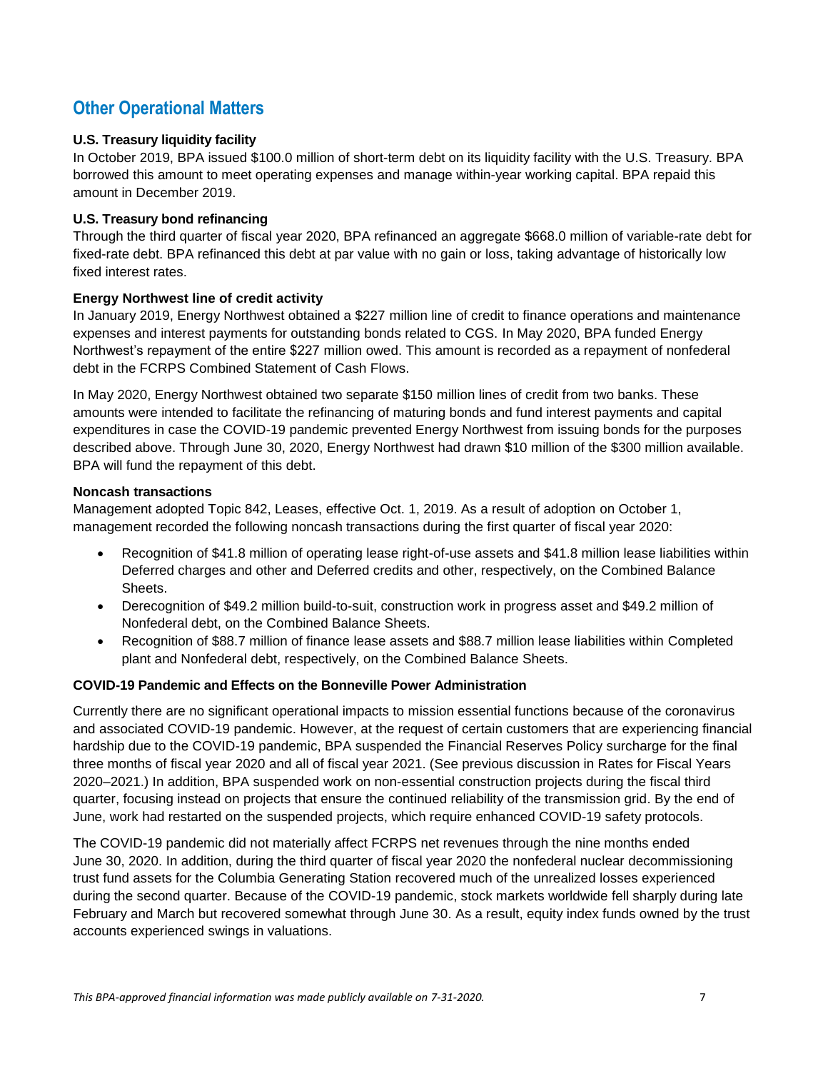## Other Operational Matters

**U.S. Treasury liquidity facility**

In October 2019, BPA issued $100.0 million of short-term debt on its liquidity facility with the U.S. Treasury. BPA borrowed this amount to meet operating expenses and manage within-year working capital. BPA repaid this amount in December 2019.

**U.S. Treasury bond refinancing**

Through the third quarter of fiscal year 2020, BPA refinanced an aggregate $668.0 million of variable-rate debt for fixed-rate debt. BPA refinanced this debt at par value with no gain or loss, taking advantage of historically low fixed interest rates.

**Energy Northwest line of credit activity**

In January 2019, Energy Northwest obtained a $227 million line of credit to finance operations and maintenance expenses and interest payments for outstanding bonds related to CGS. In May 2020, BPA funded Energy Northwest's repayment of the entire $227 million owed. This amount is recorded as a repayment of nonfederal debt in the FCRPS Combined Statement of Cash Flows.

In May 2020, Energy Northwest obtained two separate $150 million lines of credit from two banks. These amounts were intended to facilitate the refinancing of maturing bonds and fund interest payments and capital expenditures in case the COVID-19 pandemic prevented Energy Northwest from issuing bonds for the purposes described above. Through June 30, 2020, Energy Northwest had drawn $10 million of the $300 million available. BPA will fund the repayment of this debt.

**Noncash transactions**

Management adopted Topic 842, Leases, effective Oct. 1, 2019. As a result of adoption on October 1, management recorded the following noncash transactions during the first quarter of fiscal year 2020:

- Recognition of $41.8 million of operating lease right-of-use assets and $41.8 million lease liabilities within Deferred charges and other and Deferred credits and other, respectively, on the Combined Balance Sheets.
- Derecognition of $49.2 million build-to-suit, construction work in progress asset and $49.2 million of Nonfederal debt, on the Combined Balance Sheets.
- Recognition of $88.7 million of finance lease assets and $88.7 million lease liabilities within Completed plant and Nonfederal debt, respectively, on the Combined Balance Sheets.

**COVID-19 Pandemic and Effects on the Bonneville Power Administration**

Currently there are no significant operational impacts to mission essential functions because of the coronavirus and associated COVID-19 pandemic. However, at the request of certain customers that are experiencing financial hardship due to the COVID-19 pandemic, BPA suspended the Financial Reserves Policy surcharge for the final three months of fiscal year 2020 and all of fiscal year 2021. (See previous discussion in Rates for Fiscal Years 2020–2021.) In addition, BPA suspended work on non-essential construction projects during the fiscal third quarter, focusing instead on projects that ensure the continued reliability of the transmission grid. By the end of June, work had restarted on the suspended projects, which require enhanced COVID-19 safety protocols.

The COVID-19 pandemic did not materially affect FCRPS net revenues through the nine months ended June 30, 2020. In addition, during the third quarter of fiscal year 2020 the nonfederal nuclear decommissioning trust fund assets for the Columbia Generating Station recovered much of the unrealized losses experienced during the second quarter. Because of the COVID-19 pandemic, stock markets worldwide fell sharply during late February and March but recovered somewhat through June 30. As a result, equity index funds owned by the trust accounts experienced swings in valuations.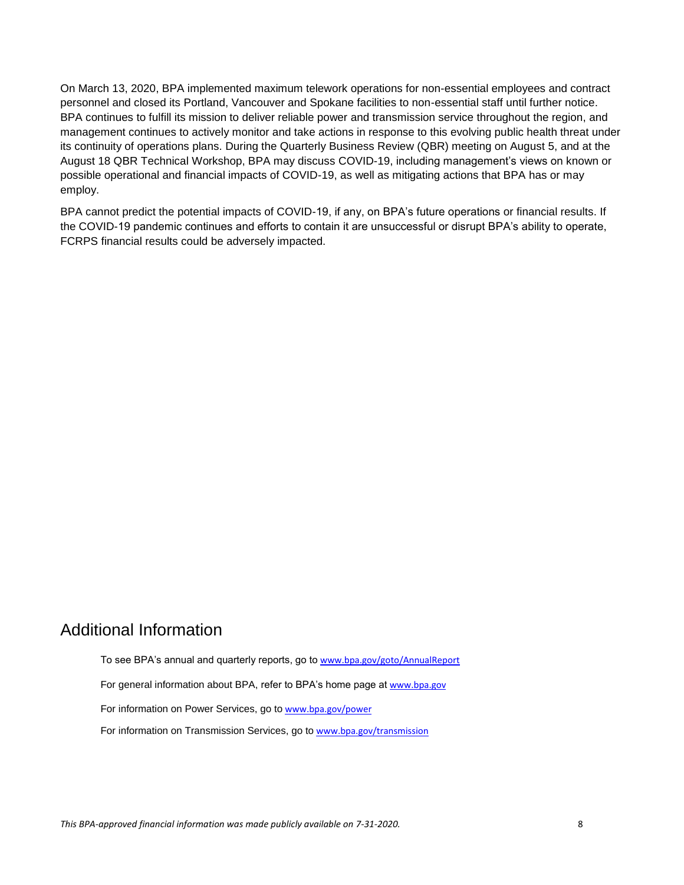On March 13, 2020, BPA implemented maximum telework operations for non-essential employees and contract personnel and closed its Portland, Vancouver and Spokane facilities to non-essential staff until further notice. BPA continues to fulfill its mission to deliver reliable power and transmission service throughout the region, and management continues to actively monitor and take actions in response to this evolving public health threat under its continuity of operations plans. During the Quarterly Business Review (QBR) meeting on August 5, and at the August 18 QBR Technical Workshop, BPA may discuss COVID-19, including management's views on known or possible operational and financial impacts of COVID-19, as well as mitigating actions that BPA has or may employ.

BPA cannot predict the potential impacts of COVID-19, if any, on BPA's future operations or financial results. If the COVID-19 pandemic continues and efforts to contain it are unsuccessful or disrupt BPA's ability to operate, FCRPS financial results could be adversely impacted.

## Additional Information

To see BPA's annual and quarterly reports, go to www.bpa.gov/goto/AnnualReport

For general information about BPA, refer to BPA's home page at www.bpa.gov

For information on Power Services, go to www.bpa.gov/power

For information on Transmission Services, go to www.bpa.gov/transmission

*This BPA-approved financial information was made publicly available on 7-31-2020.*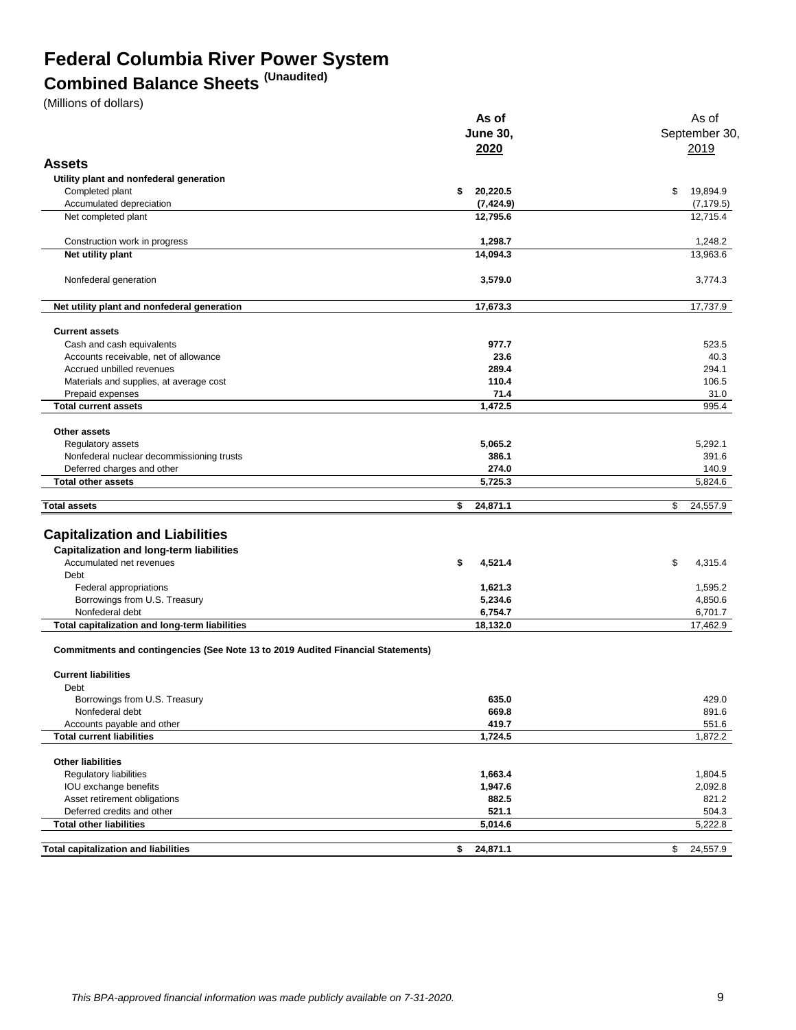# Federal Columbia River Power System

## Combined Balance Sheets (Unaudited)

(Millions of dollars)

| | As of June 30, 2020 | As of September 30, 2019 |
|---|---|---|
| **Assets** | | |
| **Utility plant and nonfederal generation** | | |
| Completed plant | $ 20,220.5 | $ 19,894.9 |
| Accumulated depreciation | (7,424.9) | (7,179.5) |
| Net completed plant | 12,795.6 | 12,715.4 |
| Construction work in progress | 1,298.7 | 1,248.2 |
| **Net utility plant** | 14,094.3 | 13,963.6 |
| Nonfederal generation | 3,579.0 | 3,774.3 |
| **Net utility plant and nonfederal generation** | 17,673.3 | 17,737.9 |
| **Current assets** | | |
| Cash and cash equivalents | 977.7 | 523.5 |
| Accounts receivable, net of allowance | 23.6 | 40.3 |
| Accrued unbilled revenues | 289.4 | 294.1 |
| Materials and supplies, at average cost | 110.4 | 106.5 |
| Prepaid expenses | 71.4 | 31.0 |
| **Total current assets** | 1,472.5 | 995.4 |
| **Other assets** | | |
| Regulatory assets | 5,065.2 | 5,292.1 |
| Nonfederal nuclear decommissioning trusts | 386.1 | 391.6 |
| Deferred charges and other | 274.0 | 140.9 |
| **Total other assets** | 5,725.3 | 5,824.6 |
| **Total assets** | $ 24,871.1 | $ 24,557.9 |
| **Capitalization and Liabilities** | | |
| **Capitalization and long-term liabilities** | | |
| Accumulated net revenues | $ 4,521.4 | $ 4,315.4 |
| Debt | | |
| Federal appropriations | 1,621.3 | 1,595.2 |
| Borrowings from U.S. Treasury | 5,234.6 | 4,850.6 |
| Nonfederal debt | 6,754.7 | 6,701.7 |
| **Total capitalization and long-term liabilities** | 18,132.0 | 17,462.9 |
| **Commitments and contingencies (See Note 13 to 2019 Audited Financial Statements)** | | |
| **Current liabilities** | | |
| Debt | | |
| Borrowings from U.S. Treasury | 635.0 | 429.0 |
| Nonfederal debt | 669.8 | 891.6 |
| Accounts payable and other | 419.7 | 551.6 |
| **Total current liabilities** | 1,724.5 | 1,872.2 |
| **Other liabilities** | | |
| Regulatory liabilities | 1,663.4 | 1,804.5 |
| IOU exchange benefits | 1,947.6 | 2,092.8 |
| Asset retirement obligations | 882.5 | 821.2 |
| Deferred credits and other | 521.1 | 504.3 |
| **Total other liabilities** | 5,014.6 | 5,222.8 |
| **Total capitalization and liabilities** | $ 24,871.1 | $ 24,557.9 |

*This BPA-approved financial information was made publicly available on 7-31-2020.*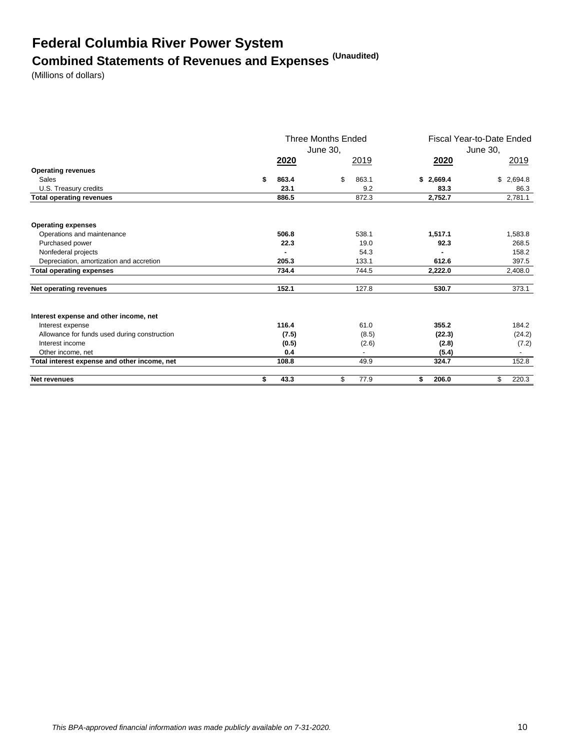# Federal Columbia River Power System

## Combined Statements of Revenues and Expenses (Unaudited)

(Millions of dollars)

| | Three Months Ended June 30, | | Fiscal Year-to-Date Ended June 30, | |
|---|---|---|---|---|
| | **2020** | 2019 | **2020** | 2019 |
| **Operating revenues** | | | | |
| Sales | **$ 863.4** | $ 863.1 | **$ 2,669.4** | $ 2,694.8 |
| U.S. Treasury credits | **23.1** | 9.2 | **83.3** | 86.3 |
| **Total operating revenues** | **886.5** | 872.3 | **2,752.7** | 2,781.1 |
| **Operating expenses** | | | | |
| Operations and maintenance | **506.8** | 538.1 | **1,517.1** | 1,583.8 |
| Purchased power | **22.3** | 19.0 | **92.3** | 268.5 |
| Nonfederal projects | **-** | 54.3 | **-** | 158.2 |
| Depreciation, amortization and accretion | **205.3** | 133.1 | **612.6** | 397.5 |
| **Total operating expenses** | **734.4** | 744.5 | **2,222.0** | 2,408.0 |
| **Net operating revenues** | **152.1** | 127.8 | **530.7** | 373.1 |
| **Interest expense and other income, net** | | | | |
| Interest expense | **116.4** | 61.0 | **355.2** | 184.2 |
| Allowance for funds used during construction | **(7.5)** | (8.5) | **(22.3)** | (24.2) |
| Interest income | **(0.5)** | (2.6) | **(2.8)** | (7.2) |
| Other income, net | **0.4** | - | **(5.4)** | - |
| **Total interest expense and other income, net** | **108.8** | 49.9 | **324.7** | 152.8 |
| **Net revenues** | **$ 43.3** | $ 77.9 | **$ 206.0** | $ 220.3 |

*This BPA-approved financial information was made publicly available on 7-31-2020.*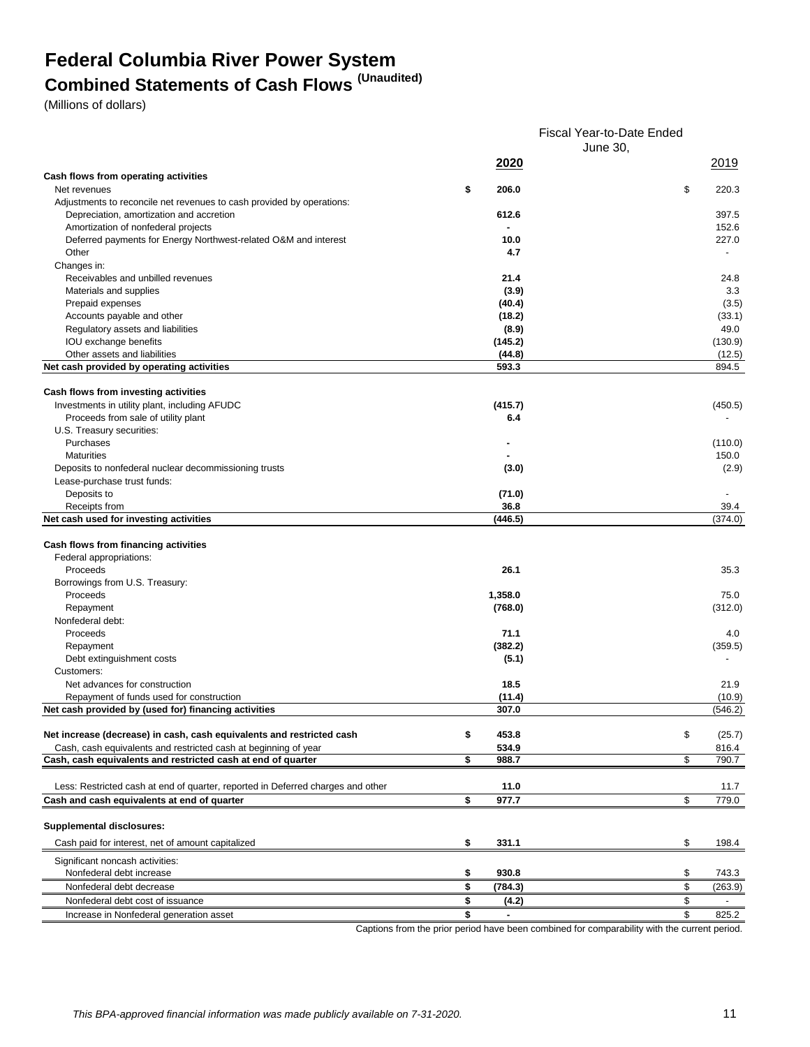# Federal Columbia River Power System

## Combined Statements of Cash Flows (Unaudited)

(Millions of dollars)

| | Fiscal Year-to-Date Ended June 30, 2020 | 2019 |
|---|---|---|
| **Cash flows from operating activities** | | |
| Net revenues | $ 206.0 | $ 220.3 |
| Adjustments to reconcile net revenues to cash provided by operations: | | |
| Depreciation, amortization and accretion | 612.6 | 397.5 |
| Amortization of nonfederal projects | - | 152.6 |
| Deferred payments for Energy Northwest-related O&M and interest | 10.0 | 227.0 |
| Other | 4.7 | - |
| Changes in: | | |
| Receivables and unbilled revenues | 21.4 | 24.8 |
| Materials and supplies | (3.9) | 3.3 |
| Prepaid expenses | (40.4) | (3.5) |
| Accounts payable and other | (18.2) | (33.1) |
| Regulatory assets and liabilities | (8.9) | 49.0 |
| IOU exchange benefits | (145.2) | (130.9) |
| Other assets and liabilities | (44.8) | (12.5) |
| **Net cash provided by operating activities** | 593.3 | 894.5 |
| **Cash flows from investing activities** | | |
| Investments in utility plant, including AFUDC | (415.7) | (450.5) |
| Proceeds from sale of utility plant | 6.4 | - |
| U.S. Treasury securities: | | |
| Purchases | - | (110.0) |
| Maturities | - | 150.0 |
| Deposits to nonfederal nuclear decommissioning trusts | (3.0) | (2.9) |
| Lease-purchase trust funds: | | |
| Deposits to | (71.0) | - |
| Receipts from | 36.8 | 39.4 |
| **Net cash used for investing activities** | (446.5) | (374.0) |
| **Cash flows from financing activities** | | |
| Federal appropriations: | | |
| Proceeds | 26.1 | 35.3 |
| Borrowings from U.S. Treasury: | | |
| Proceeds | 1,358.0 | 75.0 |
| Repayment | (768.0) | (312.0) |
| Nonfederal debt: | | |
| Proceeds | 71.1 | 4.0 |
| Repayment | (382.2) | (359.5) |
| Debt extinguishment costs | (5.1) | - |
| Customers: | | |
| Net advances for construction | 18.5 | 21.9 |
| Repayment of funds used for construction | (11.4) | (10.9) |
| **Net cash provided by (used for) financing activities** | 307.0 | (546.2) |
| **Net increase (decrease) in cash, cash equivalents and restricted cash** | $ 453.8 | $ (25.7) |
| Cash, cash equivalents and restricted cash at beginning of year | 534.9 | 816.4 |
| **Cash, cash equivalents and restricted cash at end of quarter** | $ 988.7 | $ 790.7 |
| Less: Restricted cash at end of quarter, reported in Deferred charges and other | 11.0 | 11.7 |
| **Cash and cash equivalents at end of quarter** | $ 977.7 | $ 779.0 |
| **Supplemental disclosures:** | | |
| Cash paid for interest, net of amount capitalized | $ 331.1 | $ 198.4 |
| Significant noncash activities: | | |
| Nonfederal debt increase | $ 930.8 | $ 743.3 |
| Nonfederal debt decrease | $ (784.3) | $ (263.9) |
| Nonfederal debt cost of issuance | $ (4.2) | $ - |
| Increase in Nonfederal generation asset | $ - | $ 825.2 |

Captions from the prior period have been combined for comparability with the current period.

*This BPA-approved financial information was made publicly available on 7-31-2020.*